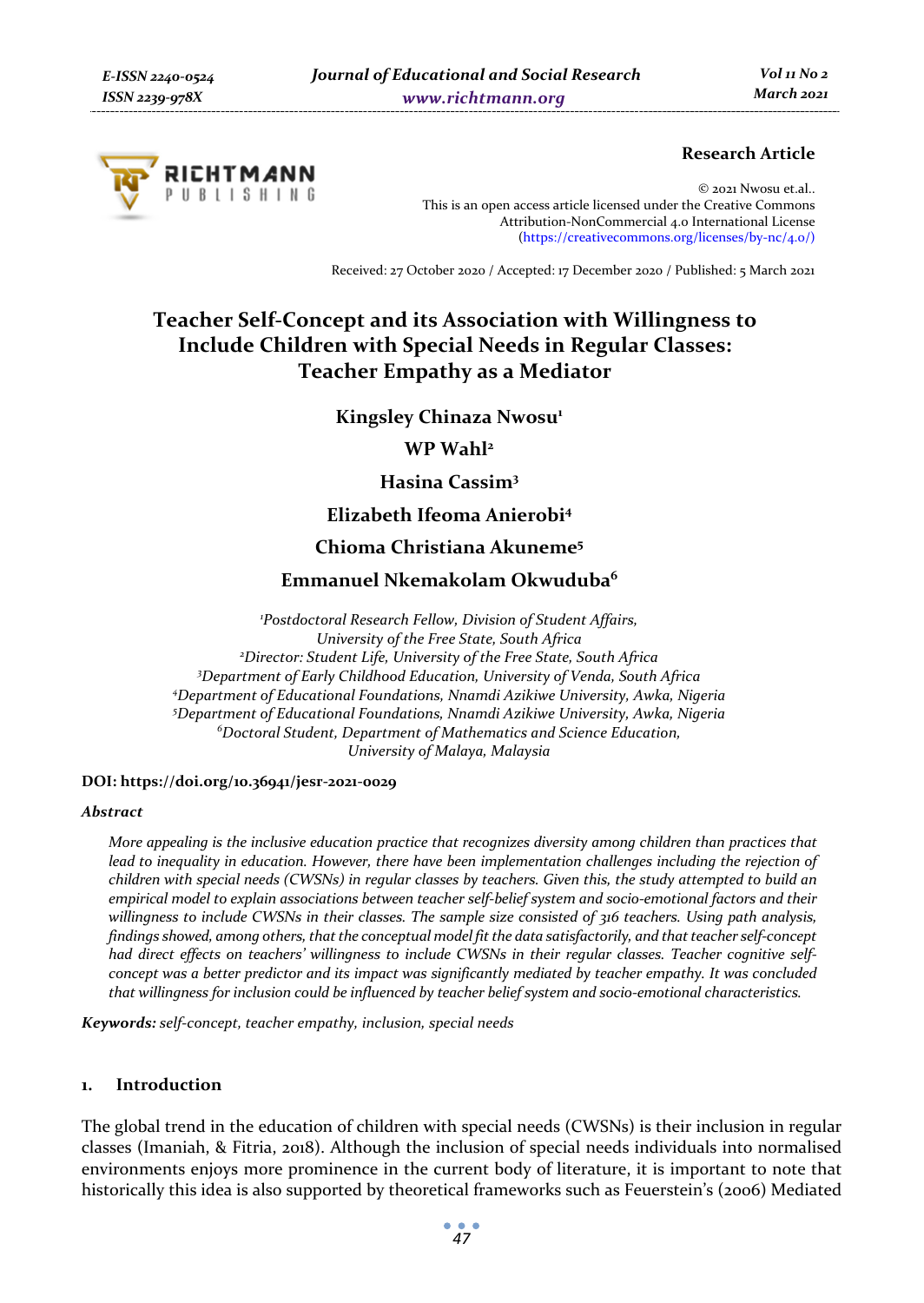Research Article

© 2021 Nwosu et.al..
This is an open access article licensed under the Creative Commons Attribution-NonCommercial 4.0 International License (https://creativecommons.org/licenses/by-nc/4.0/)

Received: 27 October 2020 / Accepted: 17 December 2020 / Published: 5 March 2021

# Teacher Self-Concept and its Association with Willingness to Include Children with Special Needs in Regular Classes: Teacher Empathy as a Mediator

**Kingsley Chinaza Nwosu**[1]

**WP Wahl**[2]

**Hasina Cassim**[3]

**Elizabeth Ifeoma Anierobi**[4]

**Chioma Christiana Akuneme**[5]

**Emmanuel Nkemakolam Okwuduba**[6]

*[1]Postdoctoral Research Fellow, Division of Student Affairs, University of the Free State, South Africa*
*[2]Director: Student Life, University of the Free State, South Africa*
*[3]Department of Early Childhood Education, University of Venda, South Africa*
*[4]Department of Educational Foundations, Nnamdi Azikiwe University, Awka, Nigeria*
*[5]Department of Educational Foundations, Nnamdi Azikiwe University, Awka, Nigeria*
*[6]Doctoral Student, Department of Mathematics and Science Education, University of Malaya, Malaysia*

**DOI: https://doi.org/10.36941/jesr-2021-0029**

***Abstract***

*More appealing is the inclusive education practice that recognizes diversity among children than practices that lead to inequality in education. However, there have been implementation challenges including the rejection of children with special needs (CWSNs) in regular classes by teachers. Given this, the study attempted to build an empirical model to explain associations between teacher self-belief system and socio-emotional factors and their willingness to include CWSNs in their classes. The sample size consisted of 316 teachers. Using path analysis, findings showed, among others, that the conceptual model fit the data satisfactorily, and that teacher self-concept had direct effects on teachers' willingness to include CWSNs in their regular classes. Teacher cognitive self-concept was a better predictor and its impact was significantly mediated by teacher empathy. It was concluded that willingness for inclusion could be influenced by teacher belief system and socio-emotional characteristics.*

***Keywords:*** *self-concept, teacher empathy, inclusion, special needs*

## 1. Introduction

The global trend in the education of children with special needs (CWSNs) is their inclusion in regular classes (Imaniah, & Fitria, 2018). Although the inclusion of special needs individuals into normalised environments enjoys more prominence in the current body of literature, it is important to note that historically this idea is also supported by theoretical frameworks such as Feuerstein's (2006) Mediated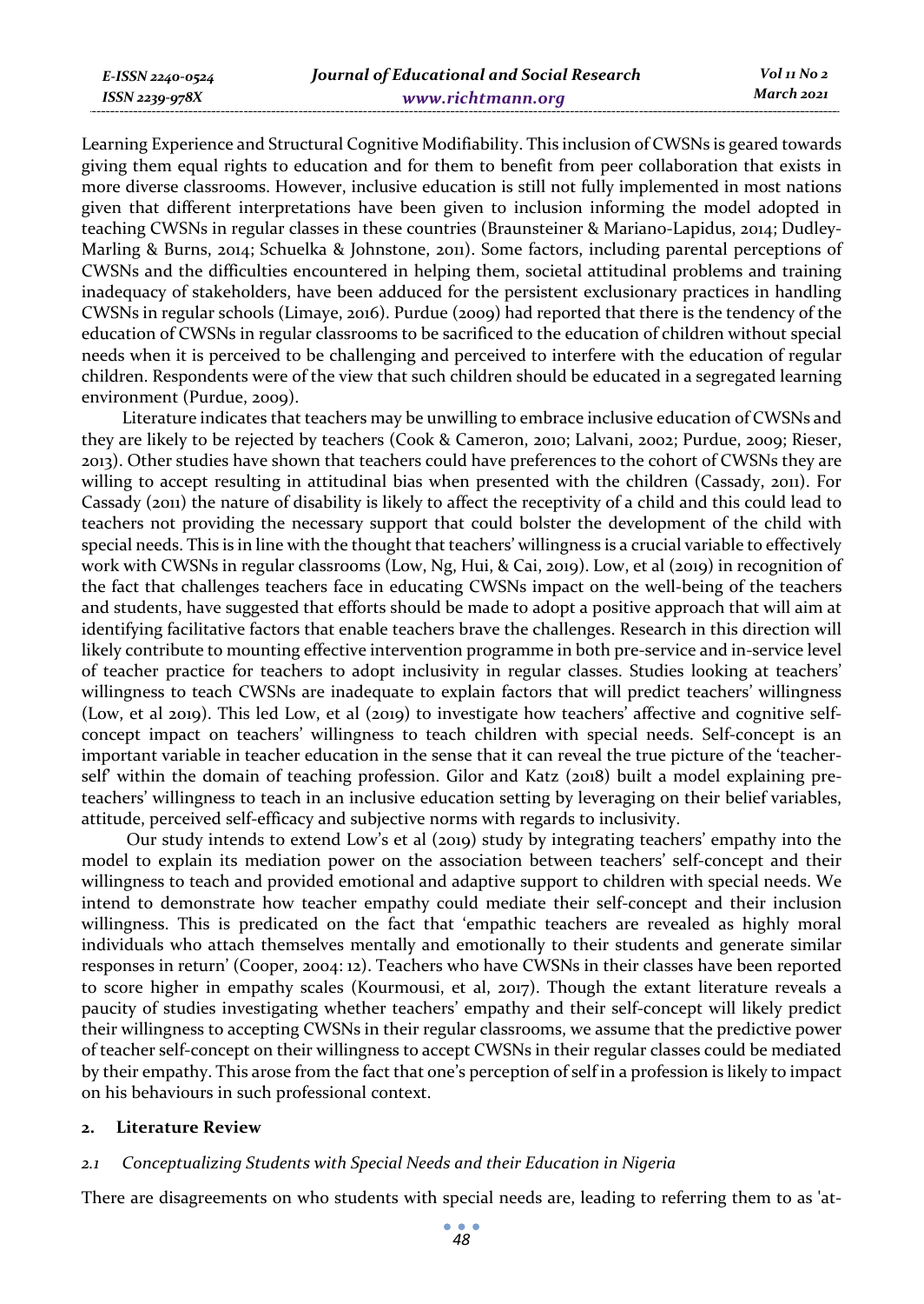Learning Experience and Structural Cognitive Modifiability. This inclusion of CWSNs is geared towards giving them equal rights to education and for them to benefit from peer collaboration that exists in more diverse classrooms. However, inclusive education is still not fully implemented in most nations given that different interpretations have been given to inclusion informing the model adopted in teaching CWSNs in regular classes in these countries (Braunsteiner & Mariano-Lapidus, 2014; Dudley-Marling & Burns, 2014; Schuelka & Johnstone, 2011). Some factors, including parental perceptions of CWSNs and the difficulties encountered in helping them, societal attitudinal problems and training inadequacy of stakeholders, have been adduced for the persistent exclusionary practices in handling CWSNs in regular schools (Limaye, 2016). Purdue (2009) had reported that there is the tendency of the education of CWSNs in regular classrooms to be sacrificed to the education of children without special needs when it is perceived to be challenging and perceived to interfere with the education of regular children. Respondents were of the view that such children should be educated in a segregated learning environment (Purdue, 2009).

Literature indicates that teachers may be unwilling to embrace inclusive education of CWSNs and they are likely to be rejected by teachers (Cook & Cameron, 2010; Lalvani, 2002; Purdue, 2009; Rieser, 2013). Other studies have shown that teachers could have preferences to the cohort of CWSNs they are willing to accept resulting in attitudinal bias when presented with the children (Cassady, 2011). For Cassady (2011) the nature of disability is likely to affect the receptivity of a child and this could lead to teachers not providing the necessary support that could bolster the development of the child with special needs. This is in line with the thought that teachers' willingness is a crucial variable to effectively work with CWSNs in regular classrooms (Low, Ng, Hui, & Cai, 2019). Low, et al (2019) in recognition of the fact that challenges teachers face in educating CWSNs impact on the well-being of the teachers and students, have suggested that efforts should be made to adopt a positive approach that will aim at identifying facilitative factors that enable teachers brave the challenges. Research in this direction will likely contribute to mounting effective intervention programme in both pre-service and in-service level of teacher practice for teachers to adopt inclusivity in regular classes. Studies looking at teachers' willingness to teach CWSNs are inadequate to explain factors that will predict teachers' willingness (Low, et al 2019). This led Low, et al (2019) to investigate how teachers' affective and cognitive self-concept impact on teachers' willingness to teach children with special needs. Self-concept is an important variable in teacher education in the sense that it can reveal the true picture of the 'teacher-self' within the domain of teaching profession. Gilor and Katz (2018) built a model explaining pre-teachers' willingness to teach in an inclusive education setting by leveraging on their belief variables, attitude, perceived self-efficacy and subjective norms with regards to inclusivity.

Our study intends to extend Low's et al (2019) study by integrating teachers' empathy into the model to explain its mediation power on the association between teachers' self-concept and their willingness to teach and provided emotional and adaptive support to children with special needs. We intend to demonstrate how teacher empathy could mediate their self-concept and their inclusion willingness. This is predicated on the fact that 'empathic teachers are revealed as highly moral individuals who attach themselves mentally and emotionally to their students and generate similar responses in return' (Cooper, 2004: 12). Teachers who have CWSNs in their classes have been reported to score higher in empathy scales (Kourmousi, et al, 2017). Though the extant literature reveals a paucity of studies investigating whether teachers' empathy and their self-concept will likely predict their willingness to accepting CWSNs in their regular classrooms, we assume that the predictive power of teacher self-concept on their willingness to accept CWSNs in their regular classes could be mediated by their empathy. This arose from the fact that one's perception of self in a profession is likely to impact on his behaviours in such professional context.

## 2. Literature Review

### *2.1 Conceptualizing Students with Special Needs and their Education in Nigeria*

There are disagreements on who students with special needs are, leading to referring them to as 'at-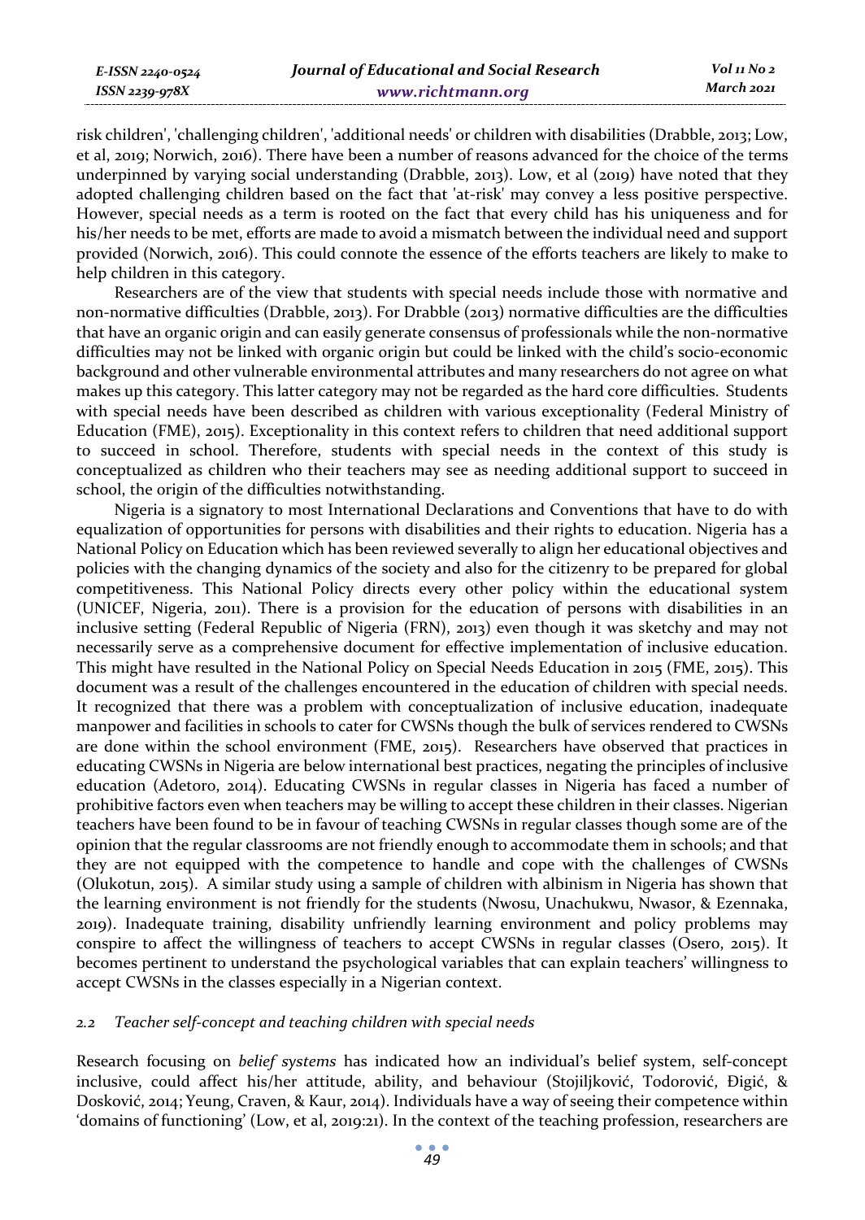risk children', 'challenging children', 'additional needs' or children with disabilities (Drabble, 2013; Low, et al, 2019; Norwich, 2016). There have been a number of reasons advanced for the choice of the terms underpinned by varying social understanding (Drabble, 2013). Low, et al (2019) have noted that they adopted challenging children based on the fact that 'at-risk' may convey a less positive perspective. However, special needs as a term is rooted on the fact that every child has his uniqueness and for his/her needs to be met, efforts are made to avoid a mismatch between the individual need and support provided (Norwich, 2016). This could connote the essence of the efforts teachers are likely to make to help children in this category.

Researchers are of the view that students with special needs include those with normative and non-normative difficulties (Drabble, 2013). For Drabble (2013) normative difficulties are the difficulties that have an organic origin and can easily generate consensus of professionals while the non-normative difficulties may not be linked with organic origin but could be linked with the child's socio-economic background and other vulnerable environmental attributes and many researchers do not agree on what makes up this category. This latter category may not be regarded as the hard core difficulties. Students with special needs have been described as children with various exceptionality (Federal Ministry of Education (FME), 2015). Exceptionality in this context refers to children that need additional support to succeed in school. Therefore, students with special needs in the context of this study is conceptualized as children who their teachers may see as needing additional support to succeed in school, the origin of the difficulties notwithstanding.

Nigeria is a signatory to most International Declarations and Conventions that have to do with equalization of opportunities for persons with disabilities and their rights to education. Nigeria has a National Policy on Education which has been reviewed severally to align her educational objectives and policies with the changing dynamics of the society and also for the citizenry to be prepared for global competitiveness. This National Policy directs every other policy within the educational system (UNICEF, Nigeria, 2011). There is a provision for the education of persons with disabilities in an inclusive setting (Federal Republic of Nigeria (FRN), 2013) even though it was sketchy and may not necessarily serve as a comprehensive document for effective implementation of inclusive education. This might have resulted in the National Policy on Special Needs Education in 2015 (FME, 2015). This document was a result of the challenges encountered in the education of children with special needs. It recognized that there was a problem with conceptualization of inclusive education, inadequate manpower and facilities in schools to cater for CWSNs though the bulk of services rendered to CWSNs are done within the school environment (FME, 2015). Researchers have observed that practices in educating CWSNs in Nigeria are below international best practices, negating the principles of inclusive education (Adetoro, 2014). Educating CWSNs in regular classes in Nigeria has faced a number of prohibitive factors even when teachers may be willing to accept these children in their classes. Nigerian teachers have been found to be in favour of teaching CWSNs in regular classes though some are of the opinion that the regular classrooms are not friendly enough to accommodate them in schools; and that they are not equipped with the competence to handle and cope with the challenges of CWSNs (Olukotun, 2015). A similar study using a sample of children with albinism in Nigeria has shown that the learning environment is not friendly for the students (Nwosu, Unachukwu, Nwasor, & Ezennaka, 2019). Inadequate training, disability unfriendly learning environment and policy problems may conspire to affect the willingness of teachers to accept CWSNs in regular classes (Osero, 2015). It becomes pertinent to understand the psychological variables that can explain teachers' willingness to accept CWSNs in the classes especially in a Nigerian context.

### *2.2 Teacher self-concept and teaching children with special needs*

Research focusing on *belief systems* has indicated how an individual's belief system, self-concept inclusive, could affect his/her attitude, ability, and behaviour (Stojiljković, Todorović, Đigić, & Dosković, 2014; Yeung, Craven, & Kaur, 2014). Individuals have a way of seeing their competence within 'domains of functioning' (Low, et al, 2019:21). In the context of the teaching profession, researchers are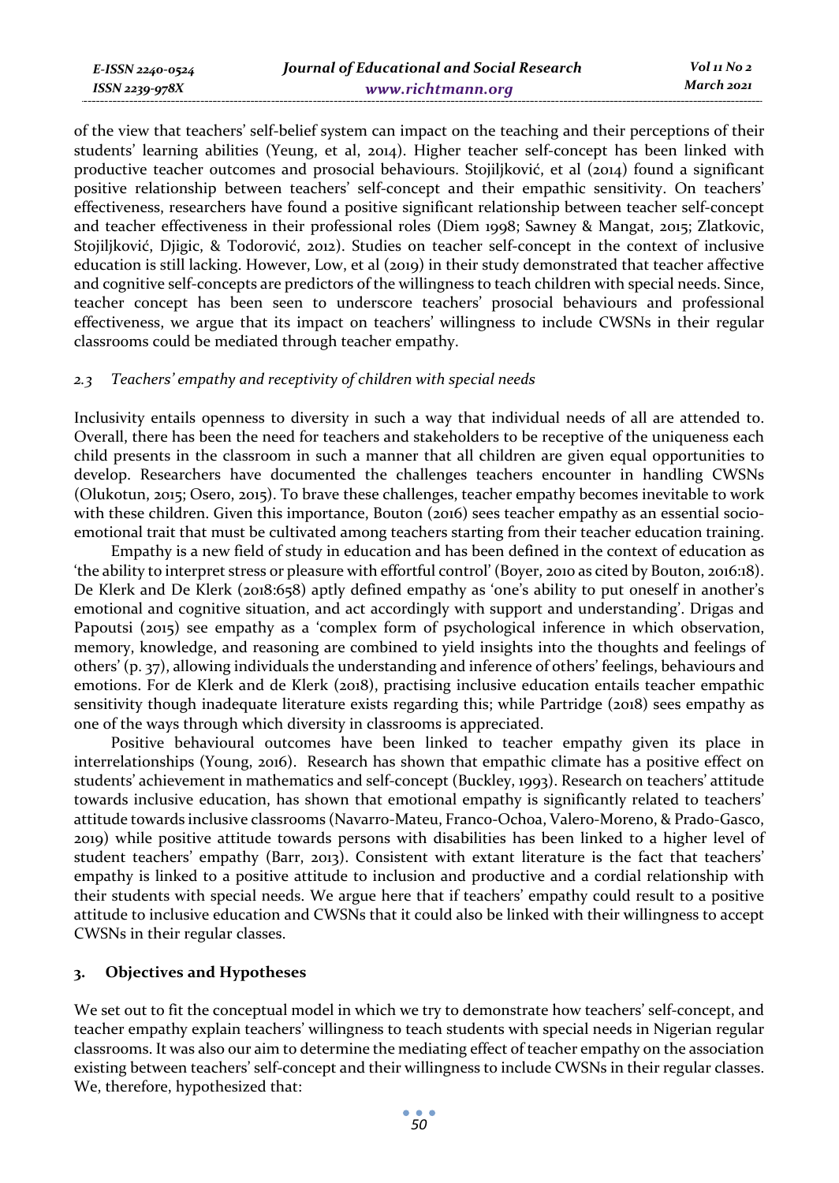of the view that teachers' self-belief system can impact on the teaching and their perceptions of their students' learning abilities (Yeung, et al, 2014). Higher teacher self-concept has been linked with productive teacher outcomes and prosocial behaviours. Stojiljković, et al (2014) found a significant positive relationship between teachers' self-concept and their empathic sensitivity. On teachers' effectiveness, researchers have found a positive significant relationship between teacher self-concept and teacher effectiveness in their professional roles (Diem 1998; Sawney & Mangat, 2015; Zlatkovic, Stojiljković, Djigic, & Todorović, 2012). Studies on teacher self-concept in the context of inclusive education is still lacking. However, Low, et al (2019) in their study demonstrated that teacher affective and cognitive self-concepts are predictors of the willingness to teach children with special needs. Since, teacher concept has been seen to underscore teachers' prosocial behaviours and professional effectiveness, we argue that its impact on teachers' willingness to include CWSNs in their regular classrooms could be mediated through teacher empathy.

### *2.3 Teachers' empathy and receptivity of children with special needs*

Inclusivity entails openness to diversity in such a way that individual needs of all are attended to. Overall, there has been the need for teachers and stakeholders to be receptive of the uniqueness each child presents in the classroom in such a manner that all children are given equal opportunities to develop. Researchers have documented the challenges teachers encounter in handling CWSNs (Olukotun, 2015; Osero, 2015). To brave these challenges, teacher empathy becomes inevitable to work with these children. Given this importance, Bouton (2016) sees teacher empathy as an essential socio-emotional trait that must be cultivated among teachers starting from their teacher education training.

Empathy is a new field of study in education and has been defined in the context of education as 'the ability to interpret stress or pleasure with effortful control' (Boyer, 2010 as cited by Bouton, 2016:18). De Klerk and De Klerk (2018:658) aptly defined empathy as 'one's ability to put oneself in another's emotional and cognitive situation, and act accordingly with support and understanding'. Drigas and Papoutsi (2015) see empathy as a 'complex form of psychological inference in which observation, memory, knowledge, and reasoning are combined to yield insights into the thoughts and feelings of others' (p. 37), allowing individuals the understanding and inference of others' feelings, behaviours and emotions. For de Klerk and de Klerk (2018), practising inclusive education entails teacher empathic sensitivity though inadequate literature exists regarding this; while Partridge (2018) sees empathy as one of the ways through which diversity in classrooms is appreciated.

Positive behavioural outcomes have been linked to teacher empathy given its place in interrelationships (Young, 2016). Research has shown that empathic climate has a positive effect on students' achievement in mathematics and self-concept (Buckley, 1993). Research on teachers' attitude towards inclusive education, has shown that emotional empathy is significantly related to teachers' attitude towards inclusive classrooms (Navarro-Mateu, Franco-Ochoa, Valero-Moreno, & Prado-Gasco, 2019) while positive attitude towards persons with disabilities has been linked to a higher level of student teachers' empathy (Barr, 2013). Consistent with extant literature is the fact that teachers' empathy is linked to a positive attitude to inclusion and productive and a cordial relationship with their students with special needs. We argue here that if teachers' empathy could result to a positive attitude to inclusive education and CWSNs that it could also be linked with their willingness to accept CWSNs in their regular classes.

## 3. Objectives and Hypotheses

We set out to fit the conceptual model in which we try to demonstrate how teachers' self-concept, and teacher empathy explain teachers' willingness to teach students with special needs in Nigerian regular classrooms. It was also our aim to determine the mediating effect of teacher empathy on the association existing between teachers' self-concept and their willingness to include CWSNs in their regular classes. We, therefore, hypothesized that: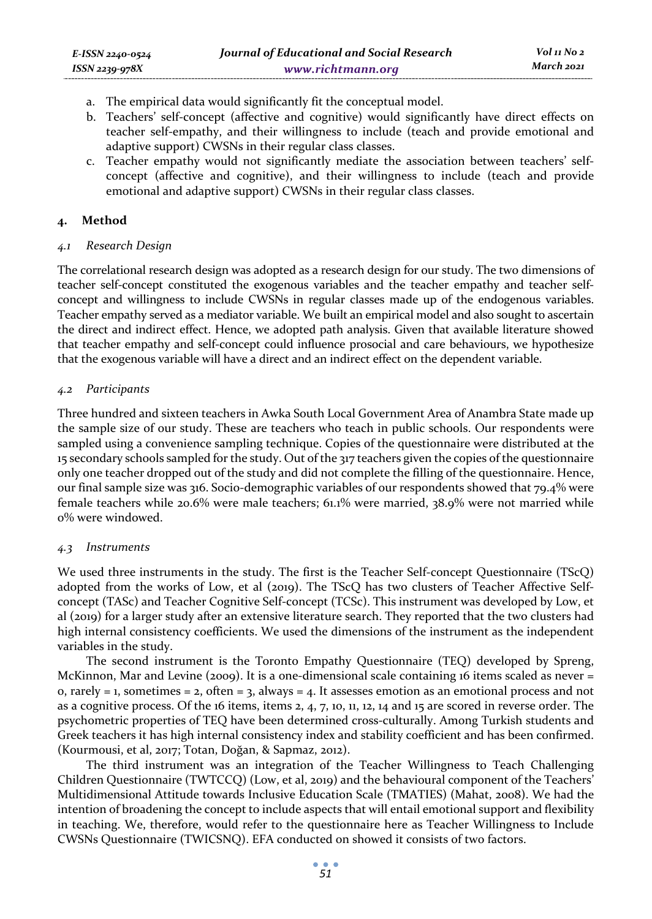a. The empirical data would significantly fit the conceptual model.
b. Teachers' self-concept (affective and cognitive) would significantly have direct effects on teacher self-empathy, and their willingness to include (teach and provide emotional and adaptive support) CWSNs in their regular class classes.
c. Teacher empathy would not significantly mediate the association between teachers' self-concept (affective and cognitive), and their willingness to include (teach and provide emotional and adaptive support) CWSNs in their regular class classes.

## 4. Method

### *4.1 Research Design*

The correlational research design was adopted as a research design for our study. The two dimensions of teacher self-concept constituted the exogenous variables and the teacher empathy and teacher self-concept and willingness to include CWSNs in regular classes made up of the endogenous variables. Teacher empathy served as a mediator variable. We built an empirical model and also sought to ascertain the direct and indirect effect. Hence, we adopted path analysis. Given that available literature showed that teacher empathy and self-concept could influence prosocial and care behaviours, we hypothesize that the exogenous variable will have a direct and an indirect effect on the dependent variable.

### *4.2 Participants*

Three hundred and sixteen teachers in Awka South Local Government Area of Anambra State made up the sample size of our study. These are teachers who teach in public schools. Our respondents were sampled using a convenience sampling technique. Copies of the questionnaire were distributed at the 15 secondary schools sampled for the study. Out of the 317 teachers given the copies of the questionnaire only one teacher dropped out of the study and did not complete the filling of the questionnaire. Hence, our final sample size was 316. Socio-demographic variables of our respondents showed that 79.4% were female teachers while 20.6% were male teachers; 61.1% were married, 38.9% were not married while 0% were windowed.

### *4.3 Instruments*

We used three instruments in the study. The first is the Teacher Self-concept Questionnaire (TScQ) adopted from the works of Low, et al (2019). The TScQ has two clusters of Teacher Affective Self-concept (TASc) and Teacher Cognitive Self-concept (TCSc). This instrument was developed by Low, et al (2019) for a larger study after an extensive literature search. They reported that the two clusters had high internal consistency coefficients. We used the dimensions of the instrument as the independent variables in the study.

The second instrument is the Toronto Empathy Questionnaire (TEQ) developed by Spreng, McKinnon, Mar and Levine (2009). It is a one-dimensional scale containing 16 items scaled as never = 0, rarely = 1, sometimes = 2, often = 3, always = 4. It assesses emotion as an emotional process and not as a cognitive process. Of the 16 items, items 2, 4, 7, 10, 11, 12, 14 and 15 are scored in reverse order. The psychometric properties of TEQ have been determined cross-culturally. Among Turkish students and Greek teachers it has high internal consistency index and stability coefficient and has been confirmed. (Kourmousi, et al, 2017; Totan, Doğan, & Sapmaz, 2012).

The third instrument was an integration of the Teacher Willingness to Teach Challenging Children Questionnaire (TWTCCQ) (Low, et al, 2019) and the behavioural component of the Teachers' Multidimensional Attitude towards Inclusive Education Scale (TMATIES) (Mahat, 2008). We had the intention of broadening the concept to include aspects that will entail emotional support and flexibility in teaching. We, therefore, would refer to the questionnaire here as Teacher Willingness to Include CWSNs Questionnaire (TWICSNQ). EFA conducted on showed it consists of two factors.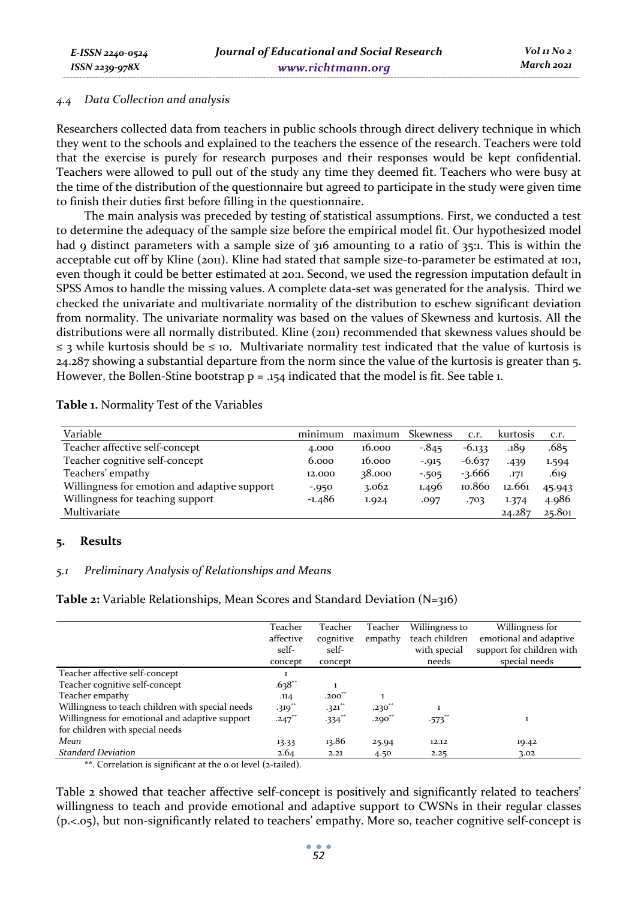### 4.4 Data Collection and analysis

Researchers collected data from teachers in public schools through direct delivery technique in which they went to the schools and explained to the teachers the essence of the research. Teachers were told that the exercise is purely for research purposes and their responses would be kept confidential. Teachers were allowed to pull out of the study any time they deemed fit. Teachers who were busy at the time of the distribution of the questionnaire but agreed to participate in the study were given time to finish their duties first before filling in the questionnaire.

The main analysis was preceded by testing of statistical assumptions. First, we conducted a test to determine the adequacy of the sample size before the empirical model fit. Our hypothesized model had 9 distinct parameters with a sample size of 316 amounting to a ratio of 35:1. This is within the acceptable cut off by Kline (2011). Kline had stated that sample size-to-parameter be estimated at 10:1, even though it could be better estimated at 20:1. Second, we used the regression imputation default in SPSS Amos to handle the missing values. A complete data-set was generated for the analysis. Third we checked the univariate and multivariate normality of the distribution to eschew significant deviation from normality. The univariate normality was based on the values of Skewness and kurtosis. All the distributions were all normally distributed. Kline (2011) recommended that skewness values should be ≤ 3 while kurtosis should be ≤ 10. Multivariate normality test indicated that the value of kurtosis is 24.287 showing a substantial departure from the norm since the value of the kurtosis is greater than 5. However, the Bollen-Stine bootstrap $p = .154$ indicated that the model is fit. See table 1.

**Table 1.** Normality Test of the Variables

| Variable | minimum | maximum | Skewness | c.r. | kurtosis | c.r. |
|---|---|---|---|---|---|---|
| Teacher affective self-concept | 4.000 | 16.000 | -.845 | -6.133 | .189 | .685 |
| Teacher cognitive self-concept | 6.000 | 16.000 | -.915 | -6.637 | .439 | 1.594 |
| Teachers' empathy | 12.000 | 38.000 | -.505 | -3.666 | .171 | .619 |
| Willingness for emotion and adaptive support | -.950 | 3.062 | 1.496 | 10.860 | 12.661 | 45.943 |
| Willingness for teaching support | -1.486 | 1.924 | .097 | .703 | 1.374 | 4.986 |
| Multivariate | | | | | 24.287 | 25.801 |

## 5. Results

### 5.1 Preliminary Analysis of Relationships and Means

**Table 2:** Variable Relationships, Mean Scores and Standard Deviation (N=316)

| | Teacher affective self-concept | Teacher cognitive self-concept | Teacher empathy | Willingness to teach children with special needs | Willingness for emotional and adaptive support for children with special needs |
|---|---|---|---|---|---|
| Teacher affective self-concept | 1 | | | | |
| Teacher cognitive self-concept | .638** | 1 | | | |
| Teacher empathy | .114 | .200** | 1 | | |
| Willingness to teach children with special needs | .319** | .321** | .230** | 1 | |
| Willingness for emotional and adaptive support for children with special needs | .247** | .334** | .290** | .573** | 1 |
| *Mean* | 13.33 | 13.86 | 25.94 | 12.12 | 19.42 |
| *Standard Deviation* | 2.64 | 2.21 | 4.50 | 2.25 | 3.02 |

**. Correlation is significant at the 0.01 level (2-tailed).

Table 2 showed that teacher affective self-concept is positively and significantly related to teachers' willingness to teach and provide emotional and adaptive support to CWSNs in their regular classes ($p<.05$), but non-significantly related to teachers' empathy. More so, teacher cognitive self-concept is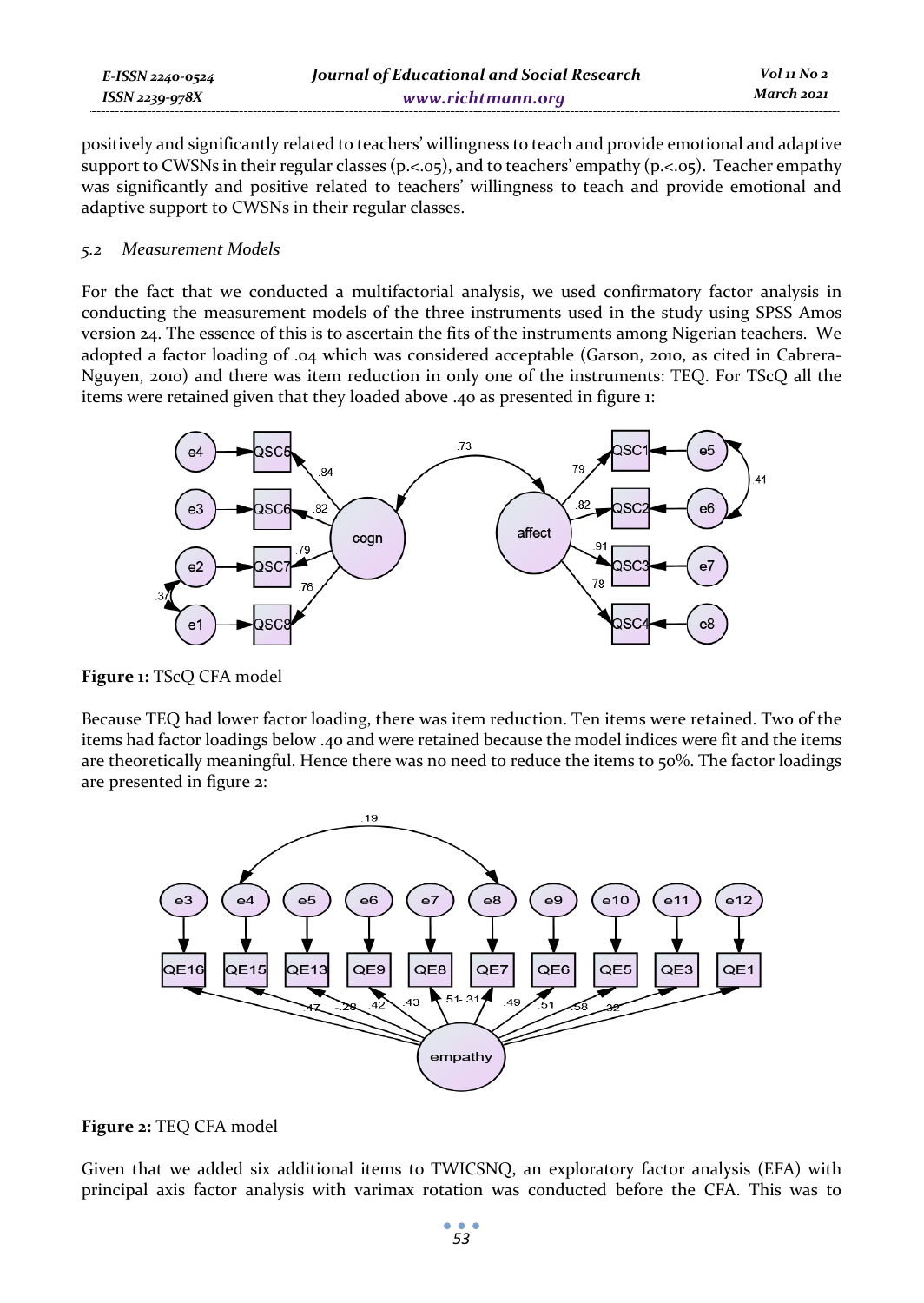positively and significantly related to teachers' willingness to teach and provide emotional and adaptive support to CWSNs in their regular classes (p.<.05), and to teachers' empathy (p.<.05). Teacher empathy was significantly and positive related to teachers' willingness to teach and provide emotional and adaptive support to CWSNs in their regular classes.

### *5.2 Measurement Models*

For the fact that we conducted a multifactorial analysis, we used confirmatory factor analysis in conducting the measurement models of the three instruments used in the study using SPSS Amos version 24. The essence of this is to ascertain the fits of the instruments among Nigerian teachers. We adopted a factor loading of .04 which was considered acceptable (Garson, 2010, as cited in Cabrera-Nguyen, 2010) and there was item reduction in only one of the instruments: TEQ. For TScQ all the items were retained given that they loaded above .40 as presented in figure 1:

**Figure 1:** TScQ CFA model

Because TEQ had lower factor loading, there was item reduction. Ten items were retained. Two of the items had factor loadings below .40 and were retained because the model indices were fit and the items are theoretically meaningful. Hence there was no need to reduce the items to 50%. The factor loadings are presented in figure 2:

**Figure 2:** TEQ CFA model

Given that we added six additional items to TWICSNQ, an exploratory factor analysis (EFA) with principal axis factor analysis with varimax rotation was conducted before the CFA. This was to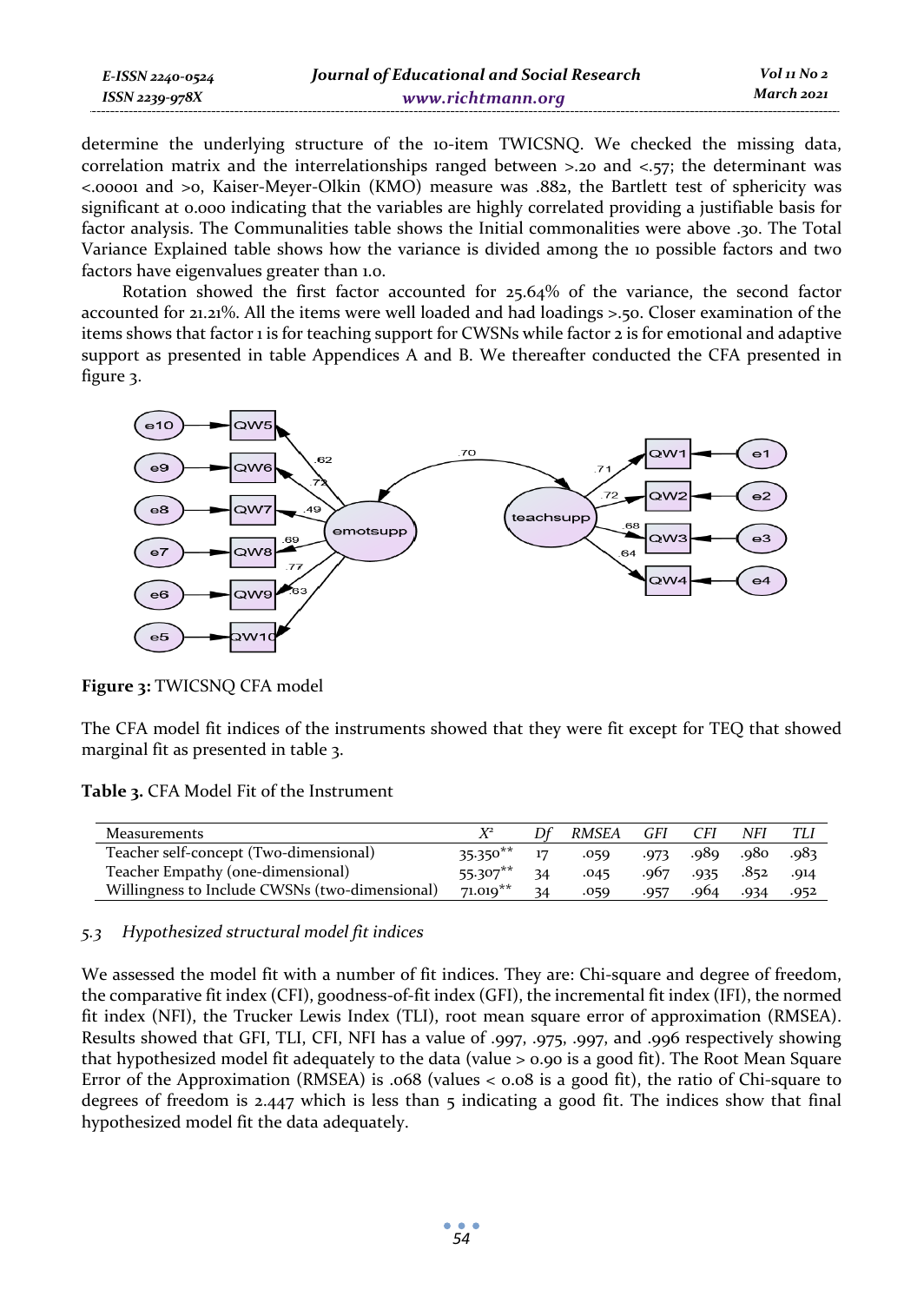determine the underlying structure of the 10-item TWICSNQ. We checked the missing data, correlation matrix and the interrelationships ranged between >.20 and <.57; the determinant was <.00001 and >0, Kaiser-Meyer-Olkin (KMO) measure was .882, the Bartlett test of sphericity was significant at 0.000 indicating that the variables are highly correlated providing a justifiable basis for factor analysis. The Communalities table shows the Initial commonalities were above .30. The Total Variance Explained table shows how the variance is divided among the 10 possible factors and two factors have eigenvalues greater than 1.0.

Rotation showed the first factor accounted for 25.64% of the variance, the second factor accounted for 21.21%. All the items were well loaded and had loadings >.50. Closer examination of the items shows that factor 1 is for teaching support for CWSNs while factor 2 is for emotional and adaptive support as presented in table Appendices A and B. We thereafter conducted the CFA presented in figure 3.

**Figure 3:** TWICSNQ CFA model

The CFA model fit indices of the instruments showed that they were fit except for TEQ that showed marginal fit as presented in table 3.

**Table 3.** CFA Model Fit of the Instrument

| Measurements | $X^2$ | *Df* | *RMSEA* | *GFI* | *CFI* | *NFI* | *TLI* |
|---|---|---|---|---|---|---|---|
| Teacher self-concept (Two-dimensional) | 35.350** | 17 | .059 | .973 | .989 | .980 | .983 |
| Teacher Empathy (one-dimensional) | 55.307** | 34 | .045 | .967 | .935 | .852 | .914 |
| Willingness to Include CWSNs (two-dimensional) | 71.019** | 34 | .059 | .957 | .964 | .934 | .952 |

### *5.3 Hypothesized structural model fit indices*

We assessed the model fit with a number of fit indices. They are: Chi-square and degree of freedom, the comparative fit index (CFI), goodness-of-fit index (GFI), the incremental fit index (IFI), the normed fit index (NFI), the Trucker Lewis Index (TLI), root mean square error of approximation (RMSEA). Results showed that GFI, TLI, CFI, NFI has a value of .997, .975, .997, and .996 respectively showing that hypothesized model fit adequately to the data (value > 0.90 is a good fit). The Root Mean Square Error of the Approximation (RMSEA) is .068 (values < 0.08 is a good fit), the ratio of Chi-square to degrees of freedom is 2.447 which is less than 5 indicating a good fit. The indices show that final hypothesized model fit the data adequately.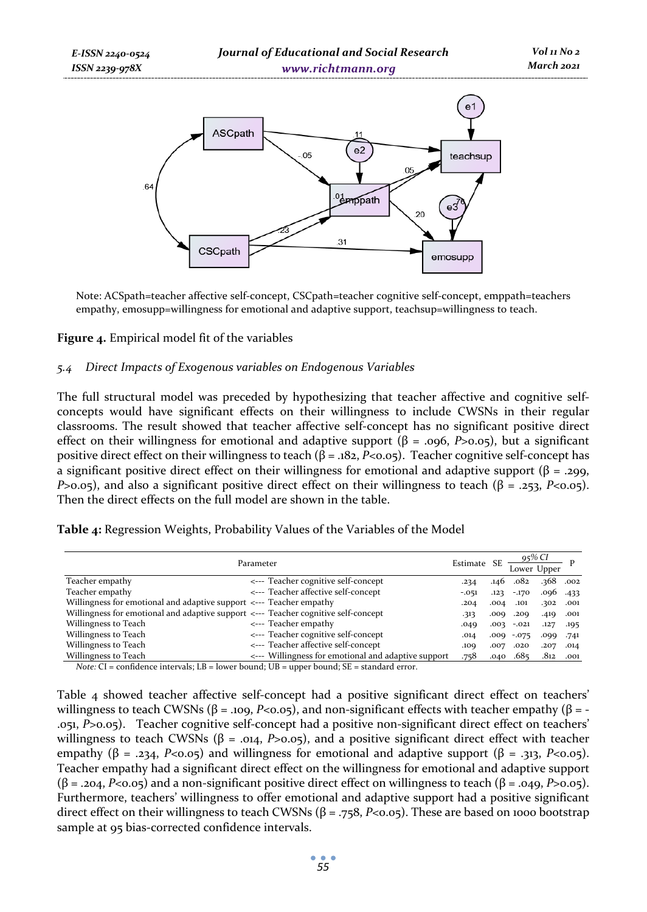Note: ACSpath=teacher affective self-concept, CSCpath=teacher cognitive self-concept, emppath=teachers empathy, emosupp=willingness for emotional and adaptive support, teachsup=willingness to teach.

**Figure 4.** Empirical model fit of the variables

### *5.4 Direct Impacts of Exogenous variables on Endogenous Variables*

The full structural model was preceded by hypothesizing that teacher affective and cognitive self-concepts would have significant effects on their willingness to include CWSNs in their regular classrooms. The result showed that teacher affective self-concept has no significant positive direct effect on their willingness for emotional and adaptive support (β = .096, *P*>0.05), but a significant positive direct effect on their willingness to teach (β = .182, *P*<0.05). Teacher cognitive self-concept has a significant positive direct effect on their willingness for emotional and adaptive support (β = .299, *P*>0.05), and also a significant positive direct effect on their willingness to teach (β = .253, *P*<0.05). Then the direct effects on the full model are shown in the table.

**Table 4:** Regression Weights, Probability Values of the Variables of the Model

| Parameter | | | Estimate | SE | 95% CI | | P |
|---|---|---|---|---|---|---|---|
| | | | | | Lower | Upper | |
| Teacher empathy | <--- | Teacher cognitive self-concept | .234 | .146 | .082 | .368 | .002 |
| Teacher empathy | <--- | Teacher affective self-concept | -.051 | .123 | -.170 | .096 | .433 |
| Willingness for emotional and adaptive support | <--- | Teacher empathy | .204 | .004 | .101 | .302 | .001 |
| Willingness for emotional and adaptive support | <--- | Teacher cognitive self-concept | .313 | .009 | .209 | .419 | .001 |
| Willingness to Teach | <--- | Teacher empathy | .049 | .003 | -.021 | .127 | .195 |
| Willingness to Teach | <--- | Teacher cognitive self-concept | .014 | .009 | -.075 | .099 | .741 |
| Willingness to Teach | <--- | Teacher affective self-concept | .109 | .007 | .020 | .207 | .014 |
| Willingness to Teach | <--- | Willingness for emotional and adaptive support | .758 | .040 | .685 | .812 | .001 |

*Note:* CI = confidence intervals; LB = lower bound; UB = upper bound; SE = standard error.

Table 4 showed teacher affective self-concept had a positive significant direct effect on teachers' willingness to teach CWSNs (β = .109, *P*<0.05), and non-significant effects with teacher empathy (β = -.051, *P*>0.05). Teacher cognitive self-concept had a positive non-significant direct effect on teachers' willingness to teach CWSNs (β = .014, *P*>0.05), and a positive significant direct effect with teacher empathy (β = .234, *P*<0.05) and willingness for emotional and adaptive support (β = .313, *P*<0.05). Teacher empathy had a significant direct effect on the willingness for emotional and adaptive support (β = .204, *P*<0.05) and a non-significant positive direct effect on willingness to teach (β = .049, *P*>0.05). Furthermore, teachers' willingness to offer emotional and adaptive support had a positive significant direct effect on their willingness to teach CWSNs (β = .758, *P*<0.05). These are based on 1000 bootstrap sample at 95 bias-corrected confidence intervals.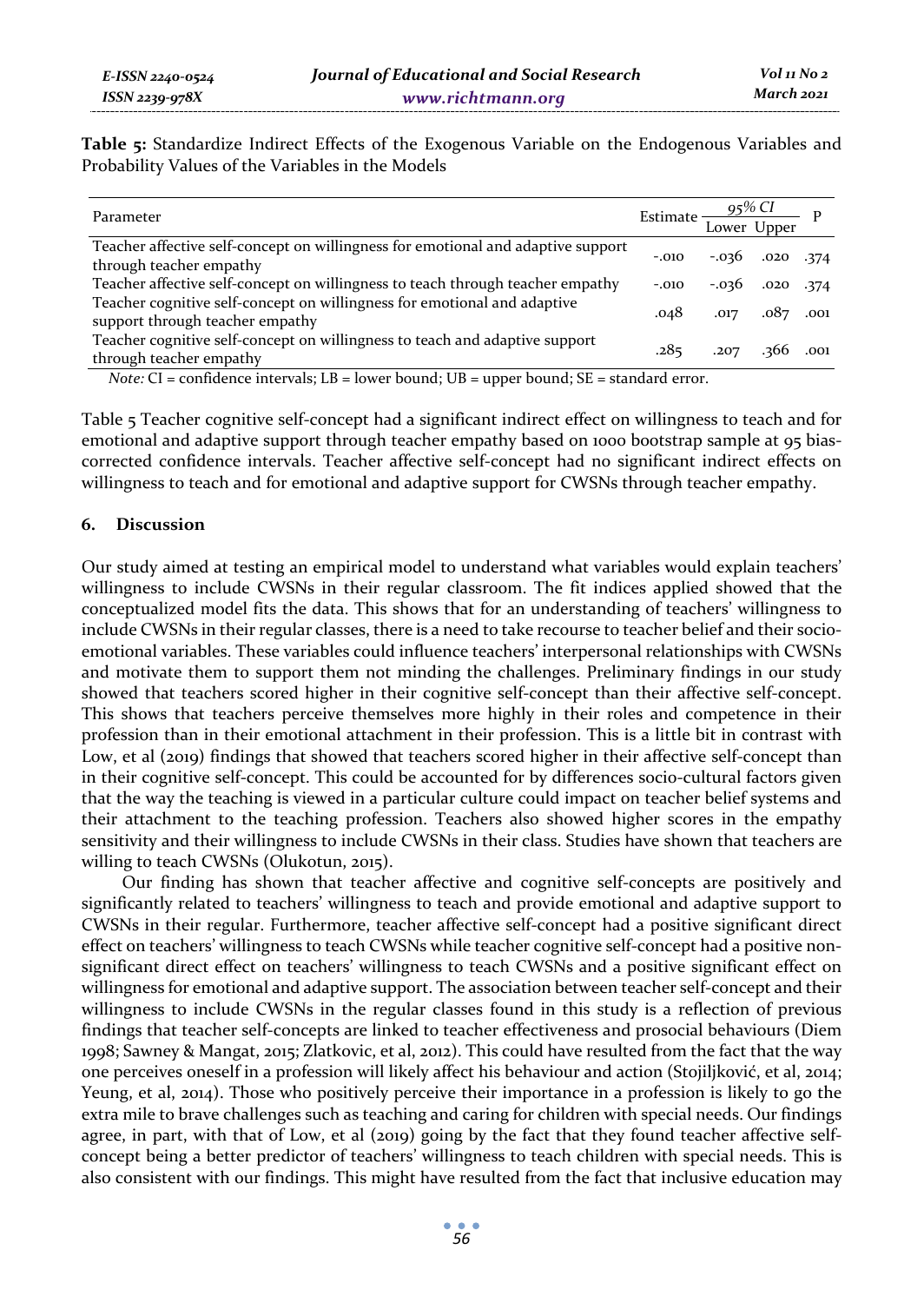**Table 5:** Standardize Indirect Effects of the Exogenous Variable on the Endogenous Variables and Probability Values of the Variables in the Models

| Parameter | Estimate | 95% CI | | P |
|---|---|---|---|---|
| | | Lower | Upper | |
| Teacher affective self-concept on willingness for emotional and adaptive support through teacher empathy | -.010 | -.036 | .020 | .374 |
| Teacher affective self-concept on willingness to teach through teacher empathy | -.010 | -.036 | .020 | .374 |
| Teacher cognitive self-concept on willingness for emotional and adaptive support through teacher empathy | .048 | .017 | .087 | .001 |
| Teacher cognitive self-concept on willingness to teach and adaptive support through teacher empathy | .285 | .207 | .366 | .001 |

*Note:* CI = confidence intervals; LB = lower bound; UB = upper bound; SE = standard error.

Table 5 Teacher cognitive self-concept had a significant indirect effect on willingness to teach and for emotional and adaptive support through teacher empathy based on 1000 bootstrap sample at 95 bias-corrected confidence intervals. Teacher affective self-concept had no significant indirect effects on willingness to teach and for emotional and adaptive support for CWSNs through teacher empathy.

## 6. Discussion

Our study aimed at testing an empirical model to understand what variables would explain teachers' willingness to include CWSNs in their regular classroom. The fit indices applied showed that the conceptualized model fits the data. This shows that for an understanding of teachers' willingness to include CWSNs in their regular classes, there is a need to take recourse to teacher belief and their socio-emotional variables. These variables could influence teachers' interpersonal relationships with CWSNs and motivate them to support them not minding the challenges. Preliminary findings in our study showed that teachers scored higher in their cognitive self-concept than their affective self-concept. This shows that teachers perceive themselves more highly in their roles and competence in their profession than in their emotional attachment in their profession. This is a little bit in contrast with Low, et al (2019) findings that showed that teachers scored higher in their affective self-concept than in their cognitive self-concept. This could be accounted for by differences socio-cultural factors given that the way the teaching is viewed in a particular culture could impact on teacher belief systems and their attachment to the teaching profession. Teachers also showed higher scores in the empathy sensitivity and their willingness to include CWSNs in their class. Studies have shown that teachers are willing to teach CWSNs (Olukotun, 2015).

Our finding has shown that teacher affective and cognitive self-concepts are positively and significantly related to teachers' willingness to teach and provide emotional and adaptive support to CWSNs in their regular. Furthermore, teacher affective self-concept had a positive significant direct effect on teachers' willingness to teach CWSNs while teacher cognitive self-concept had a positive non-significant direct effect on teachers' willingness to teach CWSNs and a positive significant effect on willingness for emotional and adaptive support. The association between teacher self-concept and their willingness to include CWSNs in the regular classes found in this study is a reflection of previous findings that teacher self-concepts are linked to teacher effectiveness and prosocial behaviours (Diem 1998; Sawney & Mangat, 2015; Zlatkovic, et al, 2012). This could have resulted from the fact that the way one perceives oneself in a profession will likely affect his behaviour and action (Stojiljković, et al, 2014; Yeung, et al, 2014). Those who positively perceive their importance in a profession is likely to go the extra mile to brave challenges such as teaching and caring for children with special needs. Our findings agree, in part, with that of Low, et al (2019) going by the fact that they found teacher affective self-concept being a better predictor of teachers' willingness to teach children with special needs. This is also consistent with our findings. This might have resulted from the fact that inclusive education may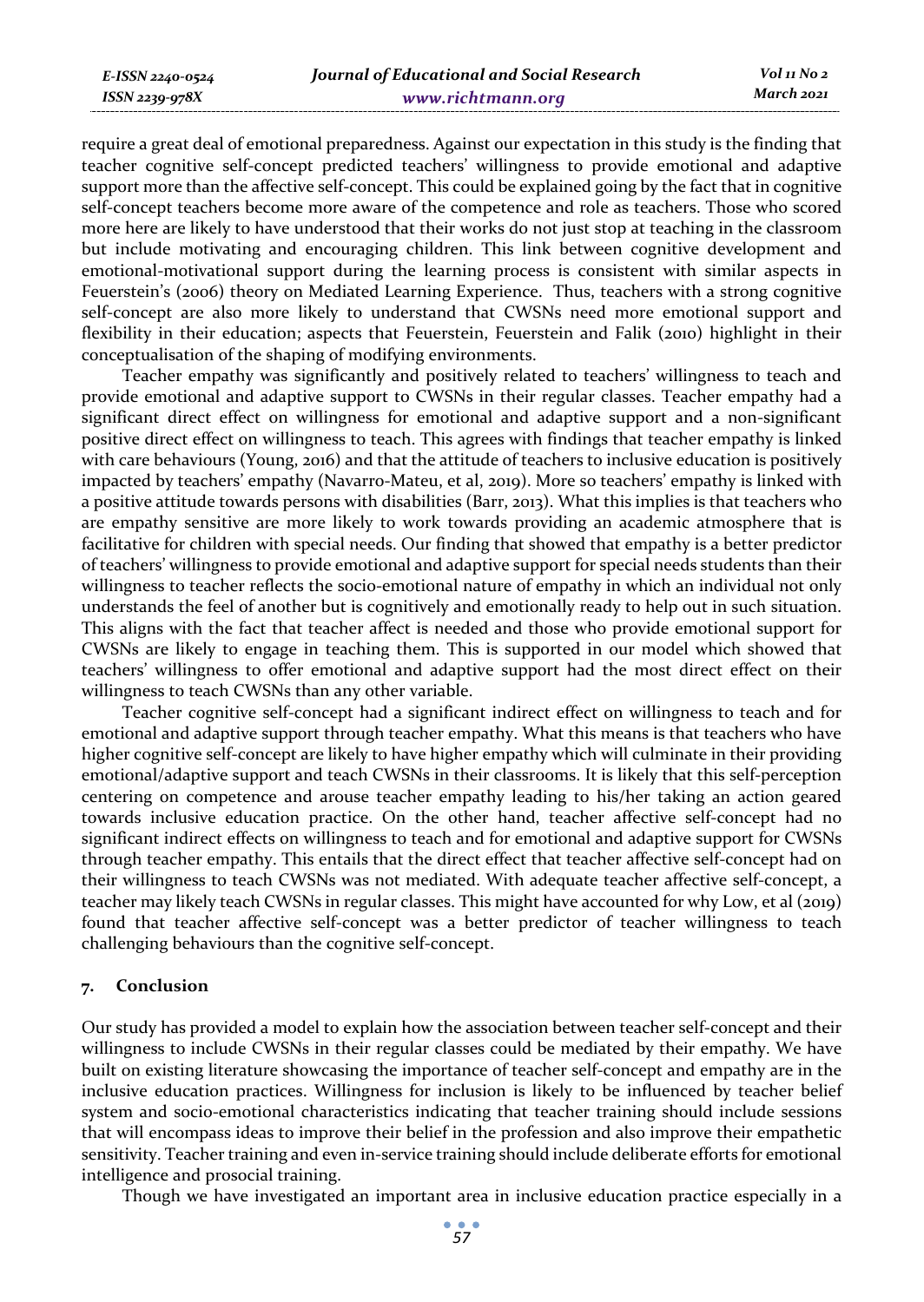require a great deal of emotional preparedness. Against our expectation in this study is the finding that teacher cognitive self-concept predicted teachers' willingness to provide emotional and adaptive support more than the affective self-concept. This could be explained going by the fact that in cognitive self-concept teachers become more aware of the competence and role as teachers. Those who scored more here are likely to have understood that their works do not just stop at teaching in the classroom but include motivating and encouraging children. This link between cognitive development and emotional-motivational support during the learning process is consistent with similar aspects in Feuerstein's (2006) theory on Mediated Learning Experience. Thus, teachers with a strong cognitive self-concept are also more likely to understand that CWSNs need more emotional support and flexibility in their education; aspects that Feuerstein, Feuerstein and Falik (2010) highlight in their conceptualisation of the shaping of modifying environments.

Teacher empathy was significantly and positively related to teachers' willingness to teach and provide emotional and adaptive support to CWSNs in their regular classes. Teacher empathy had a significant direct effect on willingness for emotional and adaptive support and a non-significant positive direct effect on willingness to teach. This agrees with findings that teacher empathy is linked with care behaviours (Young, 2016) and that the attitude of teachers to inclusive education is positively impacted by teachers' empathy (Navarro-Mateu, et al, 2019). More so teachers' empathy is linked with a positive attitude towards persons with disabilities (Barr, 2013). What this implies is that teachers who are empathy sensitive are more likely to work towards providing an academic atmosphere that is facilitative for children with special needs. Our finding that showed that empathy is a better predictor of teachers' willingness to provide emotional and adaptive support for special needs students than their willingness to teacher reflects the socio-emotional nature of empathy in which an individual not only understands the feel of another but is cognitively and emotionally ready to help out in such situation. This aligns with the fact that teacher affect is needed and those who provide emotional support for CWSNs are likely to engage in teaching them. This is supported in our model which showed that teachers' willingness to offer emotional and adaptive support had the most direct effect on their willingness to teach CWSNs than any other variable.

Teacher cognitive self-concept had a significant indirect effect on willingness to teach and for emotional and adaptive support through teacher empathy. What this means is that teachers who have higher cognitive self-concept are likely to have higher empathy which will culminate in their providing emotional/adaptive support and teach CWSNs in their classrooms. It is likely that this self-perception centering on competence and arouse teacher empathy leading to his/her taking an action geared towards inclusive education practice. On the other hand, teacher affective self-concept had no significant indirect effects on willingness to teach and for emotional and adaptive support for CWSNs through teacher empathy. This entails that the direct effect that teacher affective self-concept had on their willingness to teach CWSNs was not mediated. With adequate teacher affective self-concept, a teacher may likely teach CWSNs in regular classes. This might have accounted for why Low, et al (2019) found that teacher affective self-concept was a better predictor of teacher willingness to teach challenging behaviours than the cognitive self-concept.

## 7. Conclusion

Our study has provided a model to explain how the association between teacher self-concept and their willingness to include CWSNs in their regular classes could be mediated by their empathy. We have built on existing literature showcasing the importance of teacher self-concept and empathy are in the inclusive education practices. Willingness for inclusion is likely to be influenced by teacher belief system and socio-emotional characteristics indicating that teacher training should include sessions that will encompass ideas to improve their belief in the profession and also improve their empathetic sensitivity. Teacher training and even in-service training should include deliberate efforts for emotional intelligence and prosocial training.

Though we have investigated an important area in inclusive education practice especially in a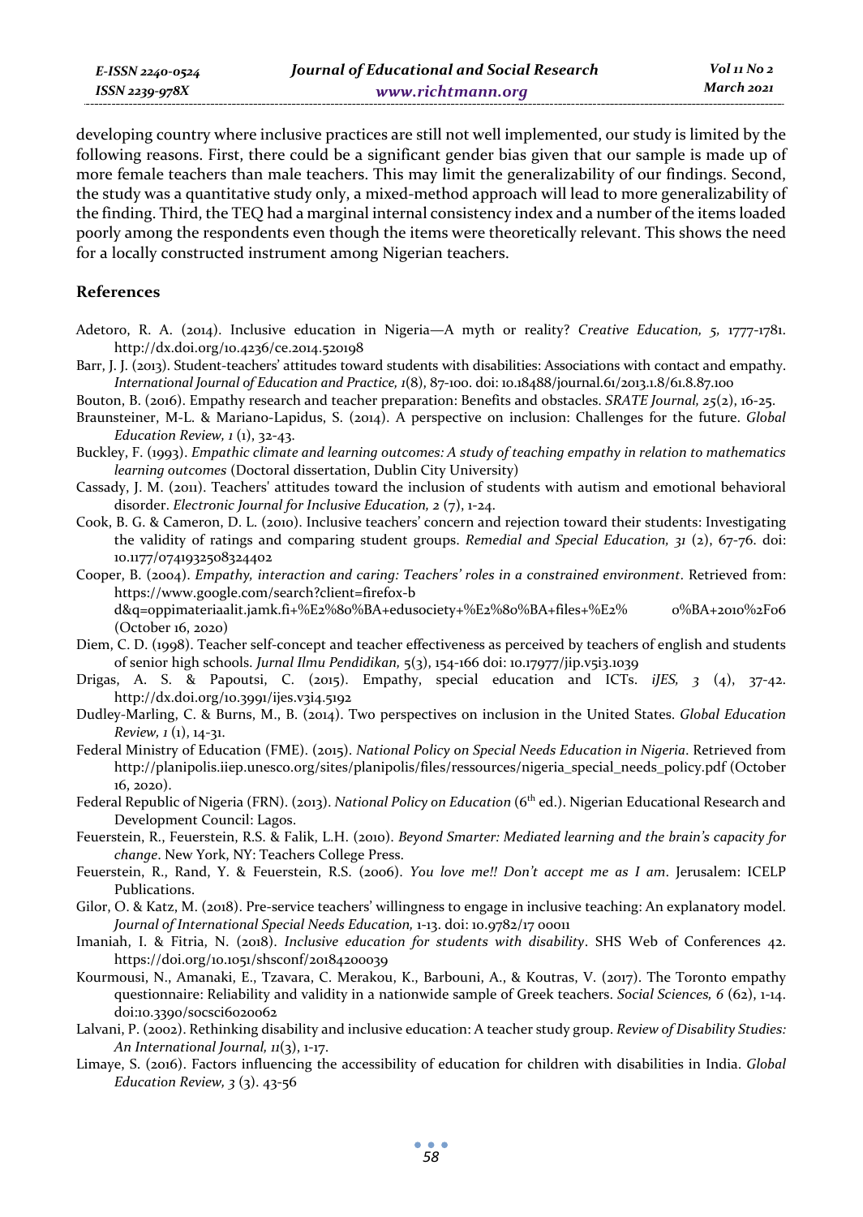developing country where inclusive practices are still not well implemented, our study is limited by the following reasons. First, there could be a significant gender bias given that our sample is made up of more female teachers than male teachers. This may limit the generalizability of our findings. Second, the study was a quantitative study only, a mixed-method approach will lead to more generalizability of the finding. Third, the TEQ had a marginal internal consistency index and a number of the items loaded poorly among the respondents even though the items were theoretically relevant. This shows the need for a locally constructed instrument among Nigerian teachers.

## References

Adetoro, R. A. (2014). Inclusive education in Nigeria—A myth or reality? *Creative Education, 5,* 1777-1781. http://dx.doi.org/10.4236/ce.2014.520198

Barr, J. J. (2013). Student-teachers' attitudes toward students with disabilities: Associations with contact and empathy. *International Journal of Education and Practice, 1*(8), 87-100. doi: 10.18488/journal.61/2013.1.8/61.8.87.100

Bouton, B. (2016). Empathy research and teacher preparation: Benefits and obstacles. *SRATE Journal, 25*(2), 16-25.

Braunsteiner, M-L. & Mariano-Lapidus, S. (2014). A perspective on inclusion: Challenges for the future. *Global Education Review, 1* (1), 32-43.

Buckley, F. (1993). *Empathic climate and learning outcomes: A study of teaching empathy in relation to mathematics learning outcomes* (Doctoral dissertation, Dublin City University)

Cassady, J. M. (2011). Teachers' attitudes toward the inclusion of students with autism and emotional behavioral disorder. *Electronic Journal for Inclusive Education, 2* (7), 1-24.

Cook, B. G. & Cameron, D. L. (2010). Inclusive teachers' concern and rejection toward their students: Investigating the validity of ratings and comparing student groups. *Remedial and Special Education, 31* (2), 67-76. doi: 10.1177/0741932508324402

Cooper, B. (2004). *Empathy, interaction and caring: Teachers' roles in a constrained environment*. Retrieved from: https://www.google.com/search?client=firefox-b d&q=oppimateriaalit.jamk.fi+%E2%80%BA+edusociety+%E2%80%BA+files+%E2% 0%BA+2010%2F06 (October 16, 2020)

Diem, C. D. (1998). Teacher self-concept and teacher effectiveness as perceived by teachers of english and students of senior high schools. *Jurnal Ilmu Pendidikan,* 5(3), 154-166 doi: 10.17977/jip.v5i3.1039

Drigas, A. S. & Papoutsi, C. (2015). Empathy, special education and ICTs. *iJES, 3* (4), 37-42. http://dx.doi.org/10.3991/ijes.v3i4.5192

Dudley-Marling, C. & Burns, M., B. (2014). Two perspectives on inclusion in the United States. *Global Education Review, 1* (1), 14-31.

Federal Ministry of Education (FME). (2015). *National Policy on Special Needs Education in Nigeria*. Retrieved from http://planipolis.iiep.unesco.org/sites/planipolis/files/ressources/nigeria_special_needs_policy.pdf (October 16, 2020).

Federal Republic of Nigeria (FRN). (2013). *National Policy on Education* (6th ed.). Nigerian Educational Research and Development Council: Lagos.

Feuerstein, R., Feuerstein, R.S. & Falik, L.H. (2010). *Beyond Smarter: Mediated learning and the brain's capacity for change*. New York, NY: Teachers College Press.

Feuerstein, R., Rand, Y. & Feuerstein, R.S. (2006). *You love me!! Don't accept me as I am*. Jerusalem: ICELP Publications.

Gilor, O. & Katz, M. (2018). Pre-service teachers' willingness to engage in inclusive teaching: An explanatory model. *Journal of International Special Needs Education,* 1-13. doi: 10.9782/17 00011

Imaniah, I. & Fitria, N. (2018). *Inclusive education for students with disability*. SHS Web of Conferences 42. https://doi.org/10.1051/shsconf/20184200039

Kourmousi, N., Amanaki, E., Tzavara, C. Merakou, K., Barbouni, A., & Koutras, V. (2017). The Toronto empathy questionnaire: Reliability and validity in a nationwide sample of Greek teachers. *Social Sciences, 6* (62), 1-14. doi:10.3390/socsci6020062

Lalvani, P. (2002). Rethinking disability and inclusive education: A teacher study group. *Review of Disability Studies: An International Journal, 11*(3), 1-17.

Limaye, S. (2016). Factors influencing the accessibility of education for children with disabilities in India. *Global Education Review, 3* (3). 43-56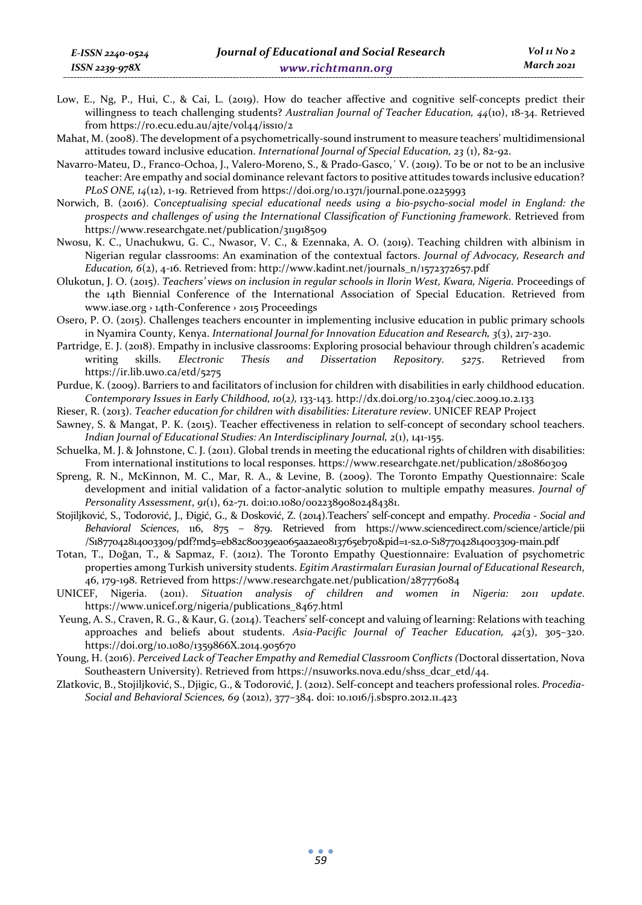Low, E., Ng, P., Hui, C., & Cai, L. (2019). How do teacher affective and cognitive self-concepts predict their willingness to teach challenging students? *Australian Journal of Teacher Education, 44*(10), 18-34. Retrieved from https://ro.ecu.edu.au/ajte/vol44/iss10/2

Mahat, M. (2008). The development of a psychometrically-sound instrument to measure teachers' multidimensional attitudes toward inclusive education. *International Journal of Special Education, 23* (1), 82-92.

Navarro-Mateu, D., Franco-Ochoa, J., Valero-Moreno, S., & Prado-Gasco,´ V. (2019). To be or not to be an inclusive teacher: Are empathy and social dominance relevant factors to positive attitudes towards inclusive education? *PLoS ONE, 14*(12), 1-19. Retrieved from https://doi.org/10.1371/journal.pone.0225993

Norwich, B. (2016). *Conceptualising special educational needs using a bio-psycho-social model in England: the prospects and challenges of using the International Classification of Functioning framework.* Retrieved from https://www.researchgate.net/publication/311918509

Nwosu, K. C., Unachukwu, G. C., Nwasor, V. C., & Ezennaka, A. O. (2019). Teaching children with albinism in Nigerian regular classrooms: An examination of the contextual factors. *Journal of Advocacy, Research and Education, 6*(2), 4-16. Retrieved from: http://www.kadint.net/journals_n/1572372657.pdf

Olukotun, J. O. (2015). *Teachers' views on inclusion in regular schools in Ilorin West, Kwara, Nigeria.* Proceedings of the 14th Biennial Conference of the International Association of Special Education. Retrieved from www.iase.org › 14th-Conference › 2015 Proceedings

Osero, P. O. (2015). Challenges teachers encounter in implementing inclusive education in public primary schools in Nyamira County, Kenya. *International Journal for Innovation Education and Research, 3*(3), 217-230.

Partridge, E. J. (2018). Empathy in inclusive classrooms: Exploring prosocial behaviour through children's academic writing skills. *Electronic Thesis and Dissertation Repository. 5275*. Retrieved from https://ir.lib.uwo.ca/etd/5275

Purdue, K. (2009). Barriers to and facilitators of inclusion for children with disabilities in early childhood education. *Contemporary Issues in Early Childhood, 10*(2), 133-143. http://dx.doi.org/10.2304/ciec.2009.10.2.133

Rieser, R. (2013). *Teacher education for children with disabilities: Literature review*. UNICEF REAP Project

Sawney, S. & Mangat, P. K. (2015). Teacher effectiveness in relation to self-concept of secondary school teachers. *Indian Journal of Educational Studies: An Interdisciplinary Journal, 2*(1), 141-155.

Schuelka, M. J. & Johnstone, C. J. (2011). Global trends in meeting the educational rights of children with disabilities: From international institutions to local responses. https://www.researchgate.net/publication/280860309

Spreng, R. N., McKinnon, M. C., Mar, R. A., & Levine, B. (2009). The Toronto Empathy Questionnaire: Scale development and initial validation of a factor-analytic solution to multiple empathy measures. *Journal of Personality Assessment*, *91*(1), 62-71. doi:10.1080/00223890802484381.

Stojiljković, S., Todorović, J., Đigić, G., & Dosković, Z. (2014).Teachers' self-concept and empathy. *Procedia - Social and Behavioral Sciences,* 116, 875 – 879. Retrieved from https://www.sciencedirect.com/science/article/pii/S1877042814003309/pdf?md5=eb82c80039ea065aa2ae0813765eb70&pid=1-s2.0-S1877042814003309-main.pdf

Totan, T., Doğan, T., & Sapmaz, F. (2012). The Toronto Empathy Questionnaire: Evaluation of psychometric properties among Turkish university students. *Egitim Arastirmaları Eurasian Journal of Educational Research*, 46, 179-198. Retrieved from https://www.researchgate.net/publication/287776084

UNICEF, Nigeria. (2011). *Situation analysis of children and women in Nigeria: 2011 update*. https://www.unicef.org/nigeria/publications_8467.html

Yeung, A. S., Craven, R. G., & Kaur, G. (2014). Teachers' self-concept and valuing of learning: Relations with teaching approaches and beliefs about students. *Asia-Pacific Journal of Teacher Education, 42*(3), 305–320. https://doi.org/10.1080/1359866X.2014.905670

Young, H. (2016). *Perceived Lack of Teacher Empathy and Remedial Classroom Conflicts (*Doctoral dissertation, Nova Southeastern University). Retrieved from https://nsuworks.nova.edu/shss_dcar_etd/44.

Zlatkovic, B., Stojiljković, S., Djigic, G., & Todorović, J. (2012). Self-concept and teachers professional roles. *Procedia-Social and Behavioral Sciences, 69* (2012), 377–384. doi: 10.1016/j.sbspro.2012.11.423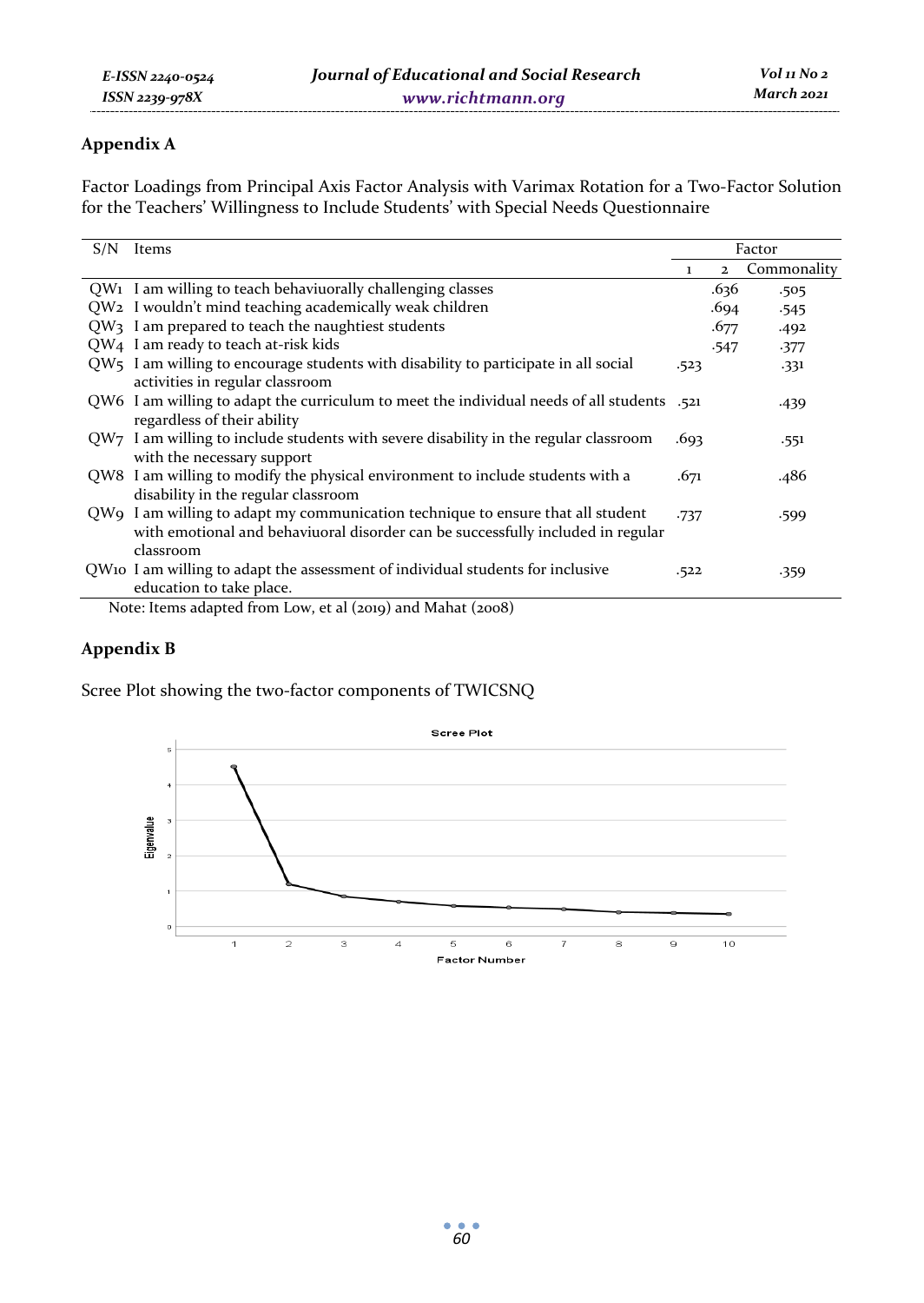## Appendix A

Factor Loadings from Principal Axis Factor Analysis with Varimax Rotation for a Two-Factor Solution for the Teachers' Willingness to Include Students' with Special Needs Questionnaire

| S/N | Items | Factor | | |
|---|---|---|---|---|
| | | 1 | 2 | Commonality |
| QW1 | I am willing to teach behaviourally challenging classes | | .636 | .505 |
| QW2 | I wouldn't mind teaching academically weak children | | .694 | .545 |
| QW3 | I am prepared to teach the naughtiest students | | .677 | .492 |
| QW4 | I am ready to teach at-risk kids | | .547 | .377 |
| QW5 | I am willing to encourage students with disability to participate in all social activities in regular classroom | .523 | | .331 |
| QW6 | I am willing to adapt the curriculum to meet the individual needs of all students regardless of their ability | .521 | | .439 |
| QW7 | I am willing to include students with severe disability in the regular classroom with the necessary support | .693 | | .551 |
| QW8 | I am willing to modify the physical environment to include students with a disability in the regular classroom | .671 | | .486 |
| QW9 | I am willing to adapt my communication technique to ensure that all student with emotional and behaviuoral disorder can be successfully included in regular classroom | .737 | | .599 |
| QW10 | I am willing to adapt the assessment of individual students for inclusive education to take place. | .522 | | .359 |

Note: Items adapted from Low, et al (2019) and Mahat (2008)

## Appendix B

Scree Plot showing the two-factor components of TWICSNQ

Scree Plot

Eigenvalue

0 1 2 3 4 5

1 2 3 4 5 6 7 8 9 10

Factor Number